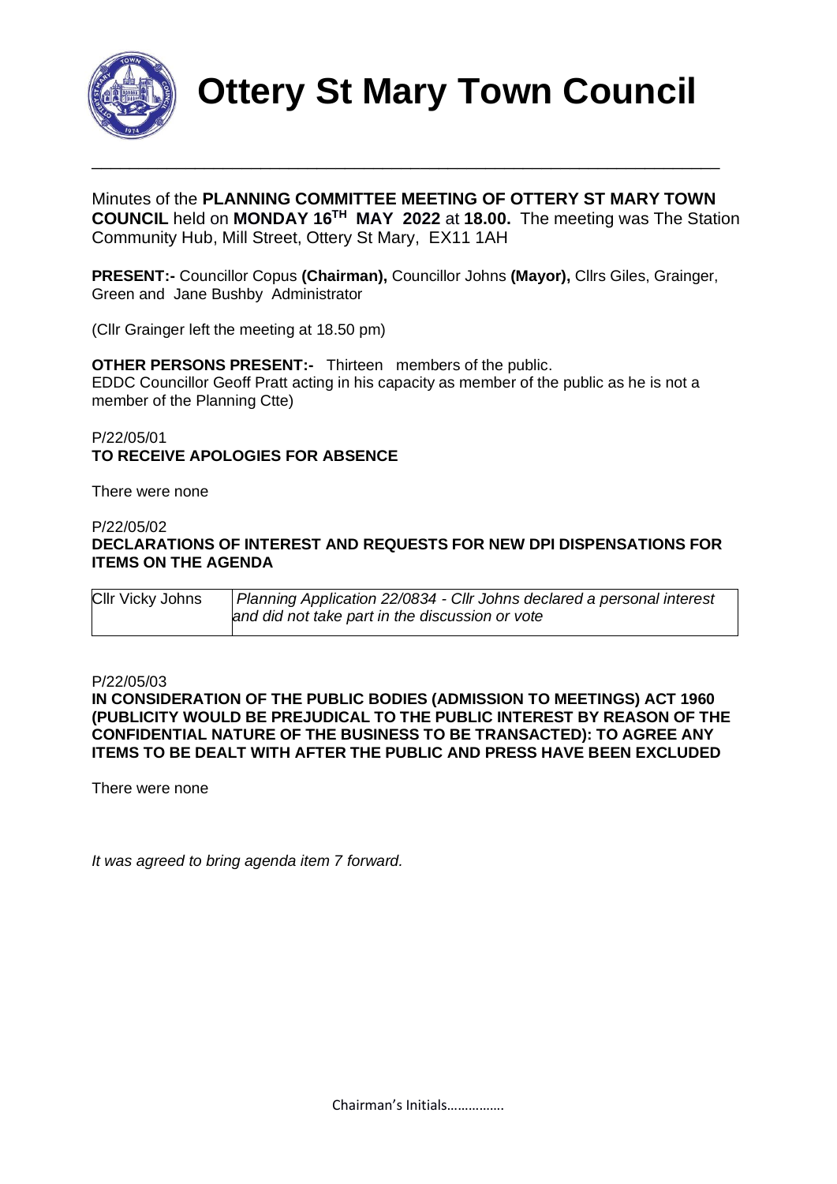# Ottery St Mary Town Council

Minutes of the **PLANNING COMMITTEE MEETING OF OTTERY ST MARY TOWN COUNCIL** held on **MONDAY 16TH MAY 2022** at **18.00.** The meeting was The Station Community Hub, Mill Street, Ottery St Mary, EX11 1AH

**PRESENT:-** Councillor Copus **(Chairman),** Councillor Johns **(Mayor),** Cllrs Giles, Grainger, Green and Jane Bushby Administrator

(Cllr Grainger left the meeting at 18.50 pm)

**OTHER PERSONS PRESENT:-** Thirteen members of the public.
EDDC Councillor Geoff Pratt acting in his capacity as member of the public as he is not a member of the Planning Ctte)

P/22/05/01
**TO RECEIVE APOLOGIES FOR ABSENCE**

There were none

P/22/05/02
**DECLARATIONS OF INTEREST AND REQUESTS FOR NEW DPI DISPENSATIONS FOR ITEMS ON THE AGENDA**

| | |
|---|---|
| Cllr Vicky Johns | *Planning Application 22/0834 - Cllr Johns declared a personal interest and did not take part in the discussion or vote* |

P/22/05/03
**IN CONSIDERATION OF THE PUBLIC BODIES (ADMISSION TO MEETINGS) ACT 1960 (PUBLICITY WOULD BE PREJUDICAL TO THE PUBLIC INTEREST BY REASON OF THE CONFIDENTIAL NATURE OF THE BUSINESS TO BE TRANSACTED): TO AGREE ANY ITEMS TO BE DEALT WITH AFTER THE PUBLIC AND PRESS HAVE BEEN EXCLUDED**

There were none

*It was agreed to bring agenda item 7 forward.*

Chairman's Initials…………….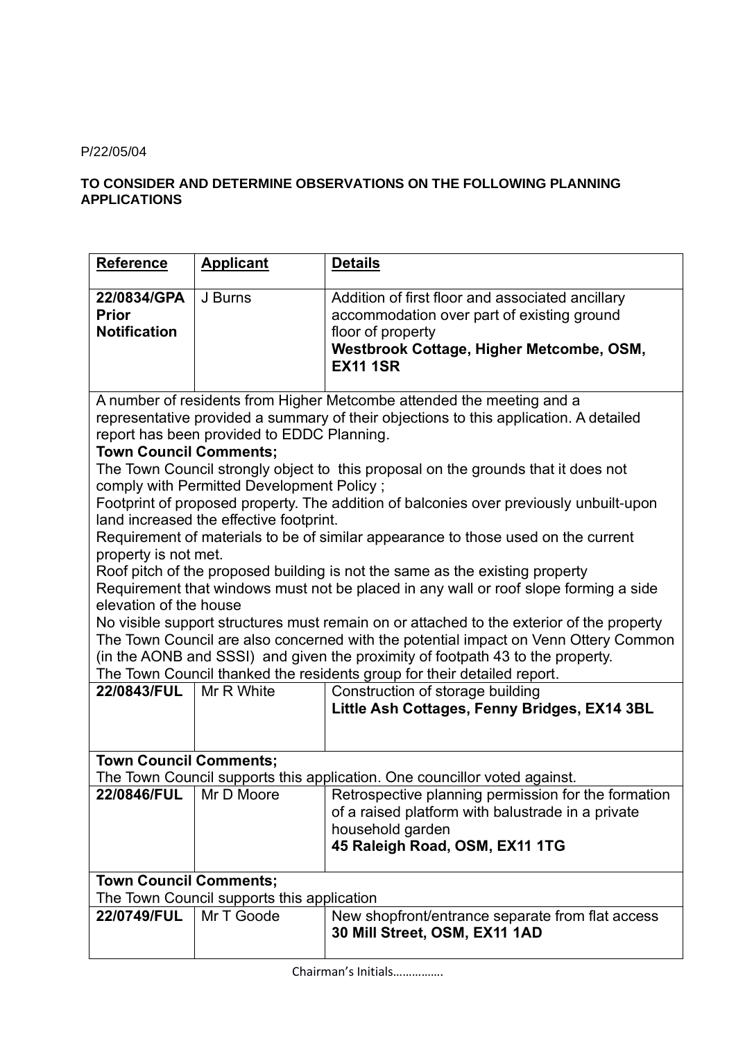P/22/05/04

**TO CONSIDER AND DETERMINE OBSERVATIONS ON THE FOLLOWING PLANNING APPLICATIONS**

| Reference | Applicant | Details |
|---|---|---|
| **22/0834/GPA Prior Notification** | J Burns | Addition of first floor and associated ancillary accommodation over part of existing ground floor of property **Westbrook Cottage, Higher Metcombe, OSM, EX11 1SR** |
| A number of residents from Higher Metcombe attended the meeting and a representative provided a summary of their objections to this application. A detailed report has been provided to EDDC Planning. **Town Council Comments;** The Town Council strongly object to this proposal on the grounds that it does not comply with Permitted Development Policy ; Footprint of proposed property. The addition of balconies over previously unbuilt-upon land increased the effective footprint. Requirement of materials to be of similar appearance to those used on the current property is not met. Roof pitch of the proposed building is not the same as the existing property Requirement that windows must not be placed in any wall or roof slope forming a side elevation of the house No visible support structures must remain on or attached to the exterior of the property The Town Council are also concerned with the potential impact on Venn Ottery Common (in the AONB and SSSI) and given the proximity of footpath 43 to the property. The Town Council thanked the residents group for their detailed report. | | |
| **22/0843/FUL** | Mr R White | Construction of storage building **Little Ash Cottages, Fenny Bridges, EX14 3BL** |
| **Town Council Comments;** The Town Council supports this application. One councillor voted against. | | |
| **22/0846/FUL** | Mr D Moore | Retrospective planning permission for the formation of a raised platform with balustrade in a private household garden **45 Raleigh Road, OSM, EX11 1TG** |
| **Town Council Comments;** The Town Council supports this application | | |
| **22/0749/FUL** | Mr T Goode | New shopfront/entrance separate from flat access **30 Mill Street, OSM, EX11 1AD** |

Chairman's Initials……………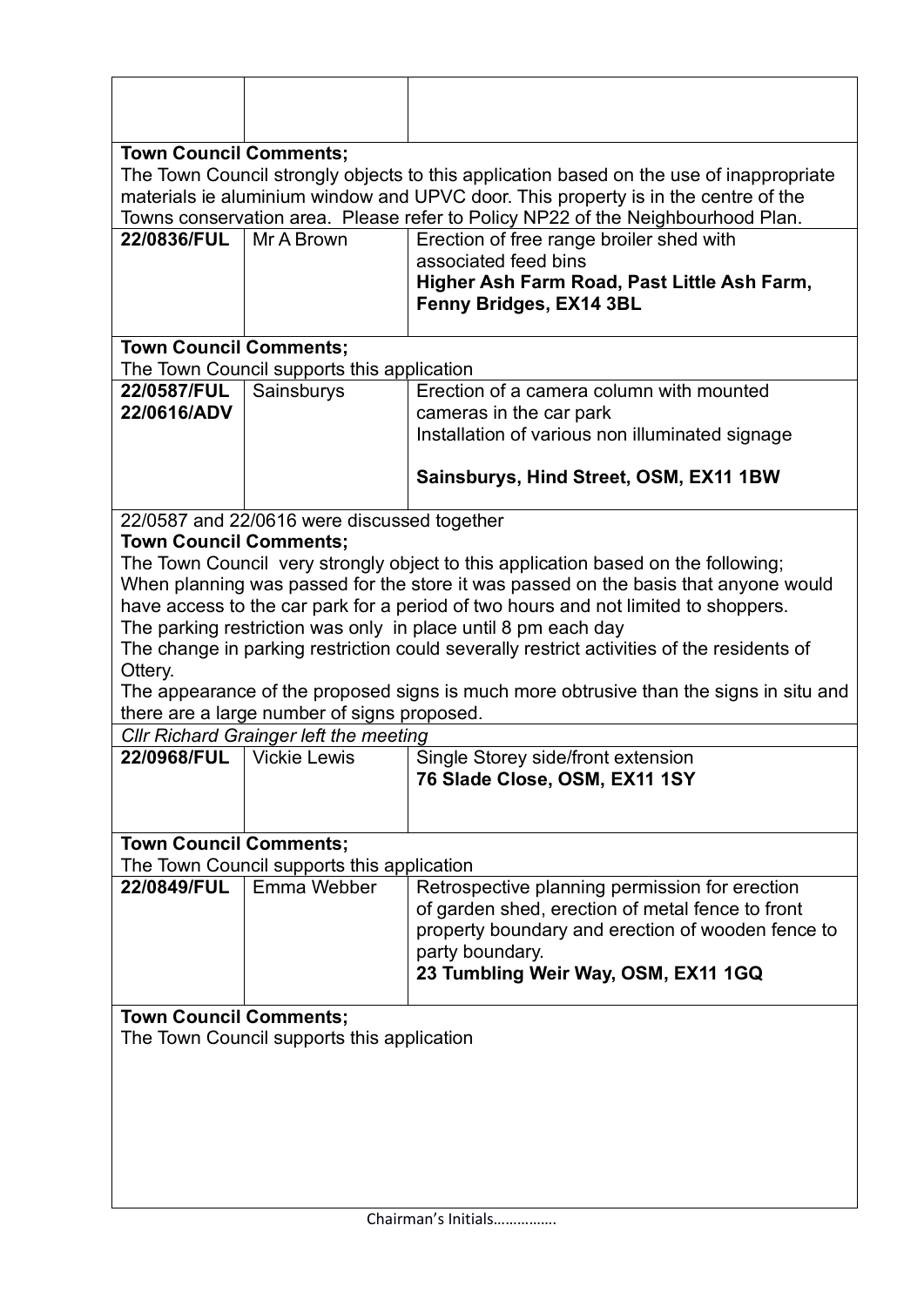| | | |
|---|---|---|
| | | |

**Town Council Comments;**
The Town Council strongly objects to this application based on the use of inappropriate materials ie aluminium window and UPVC door. This property is in the centre of the Towns conservation area. Please refer to Policy NP22 of the Neighbourhood Plan.

| | | |
|---|---|---|
| **22/0836/FUL** | Mr A Brown | Erection of free range broiler shed with associated feed bins<br>**Higher Ash Farm Road, Past Little Ash Farm, Fenny Bridges, EX14 3BL** |

**Town Council Comments;**
The Town Council supports this application

| | | |
|---|---|---|
| **22/0587/FUL**<br>**22/0616/ADV** | Sainsburys | Erection of a camera column with mounted cameras in the car park<br>Installation of various non illuminated signage<br><br>**Sainsburys, Hind Street, OSM, EX11 1BW** |

22/0587 and 22/0616 were discussed together

**Town Council Comments;**
The Town Council very strongly object to this application based on the following;
When planning was passed for the store it was passed on the basis that anyone would have access to the car park for a period of two hours and not limited to shoppers.
The parking restriction was only in place until 8 pm each day
The change in parking restriction could severally restrict activities of the residents of Ottery.
The appearance of the proposed signs is much more obtrusive than the signs in situ and there are a large number of signs proposed.

*Cllr Richard Grainger left the meeting*

| | | |
|---|---|---|
| **22/0968/FUL** | Vickie Lewis | Single Storey side/front extension<br>**76 Slade Close, OSM, EX11 1SY** |

**Town Council Comments;**
The Town Council supports this application

| | | |
|---|---|---|
| **22/0849/FUL** | Emma Webber | Retrospective planning permission for erection of garden shed, erection of metal fence to front property boundary and erection of wooden fence to party boundary.<br>**23 Tumbling Weir Way, OSM, EX11 1GQ** |

**Town Council Comments;**
The Town Council supports this application

Chairman's Initials…………….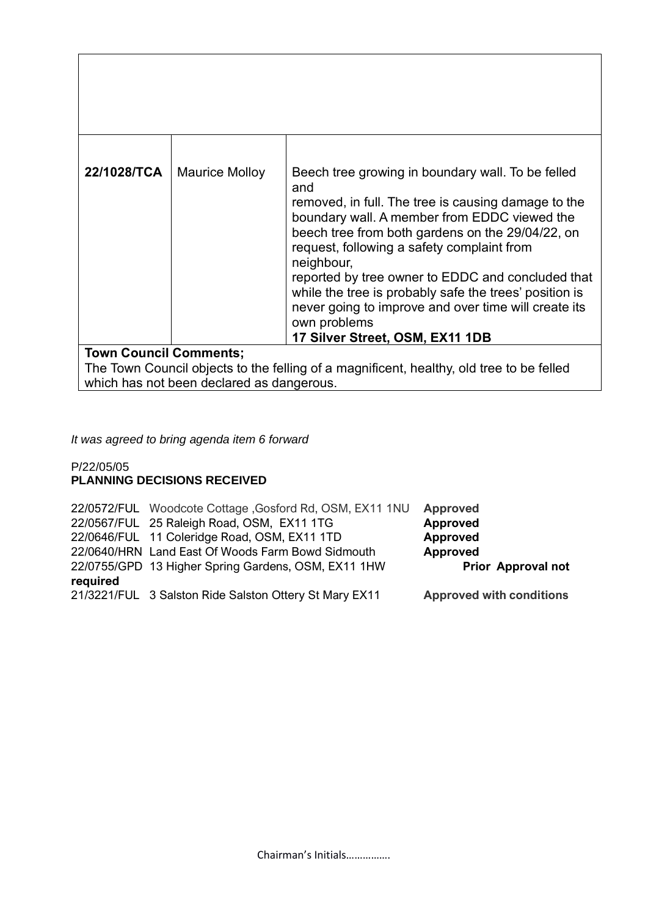| | | |
|---|---|---|
| | | |
| **22/1028/TCA** | Maurice Molloy | Beech tree growing in boundary wall. To be felled and removed, in full. The tree is causing damage to the boundary wall. A member from EDDC viewed the beech tree from both gardens on the 29/04/22, on request, following a safety complaint from neighbour, reported by tree owner to EDDC and concluded that while the tree is probably safe the trees' position is never going to improve and over time will create its own problems **17 Silver Street, OSM, EX11 1DB** |
| **Town Council Comments;** The Town Council objects to the felling of a magnificent, healthy, old tree to be felled which has not been declared as dangerous. | | |

*It was agreed to bring agenda item 6 forward*

P/22/05/05
**PLANNING DECISIONS RECEIVED**

| | | |
|---|---|---|
| 22/0572/FUL | Woodcote Cottage ,Gosford Rd, OSM, EX11 1NU | **Approved** |
| 22/0567/FUL | 25 Raleigh Road, OSM, EX11 1TG | **Approved** |
| 22/0646/FUL | 11 Coleridge Road, OSM, EX11 1TD | **Approved** |
| 22/0640/HRN | Land East Of Woods Farm Bowd Sidmouth | **Approved** |
| 22/0755/GPD | 13 Higher Spring Gardens, OSM, EX11 1HW | **Prior Approval not required** |
| 21/3221/FUL | 3 Salston Ride Salston Ottery St Mary EX11 | **Approved with conditions** |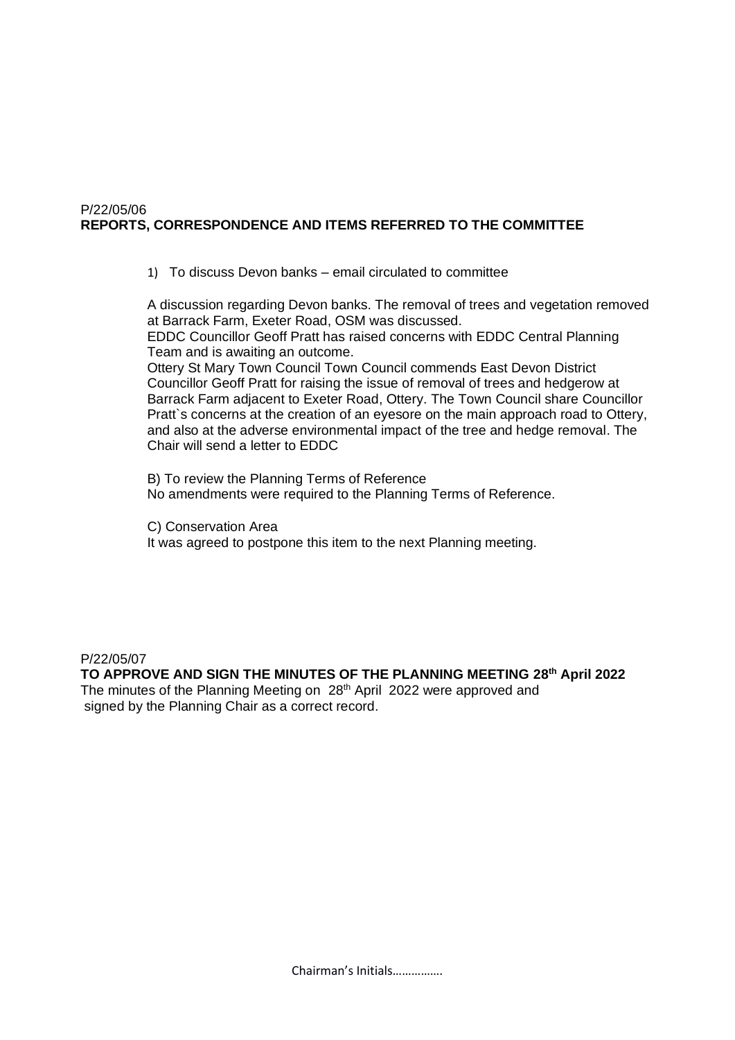P/22/05/06

**REPORTS, CORRESPONDENCE AND ITEMS REFERRED TO THE COMMITTEE**

1) To discuss Devon banks – email circulated to committee

A discussion regarding Devon banks. The removal of trees and vegetation removed at Barrack Farm, Exeter Road, OSM was discussed.
EDDC Councillor Geoff Pratt has raised concerns with EDDC Central Planning Team and is awaiting an outcome.
Ottery St Mary Town Council Town Council commends East Devon District Councillor Geoff Pratt for raising the issue of removal of trees and hedgerow at Barrack Farm adjacent to Exeter Road, Ottery. The Town Council share Councillor Pratt`s concerns at the creation of an eyesore on the main approach road to Ottery, and also at the adverse environmental impact of the tree and hedge removal. The Chair will send a letter to EDDC

B) To review the Planning Terms of Reference
No amendments were required to the Planning Terms of Reference.

C) Conservation Area
It was agreed to postpone this item to the next Planning meeting.

P/22/05/07

**TO APPROVE AND SIGN THE MINUTES OF THE PLANNING MEETING 28th April 2022**

The minutes of the Planning Meeting on 28th April 2022 were approved and signed by the Planning Chair as a correct record.

Chairman's Initials……………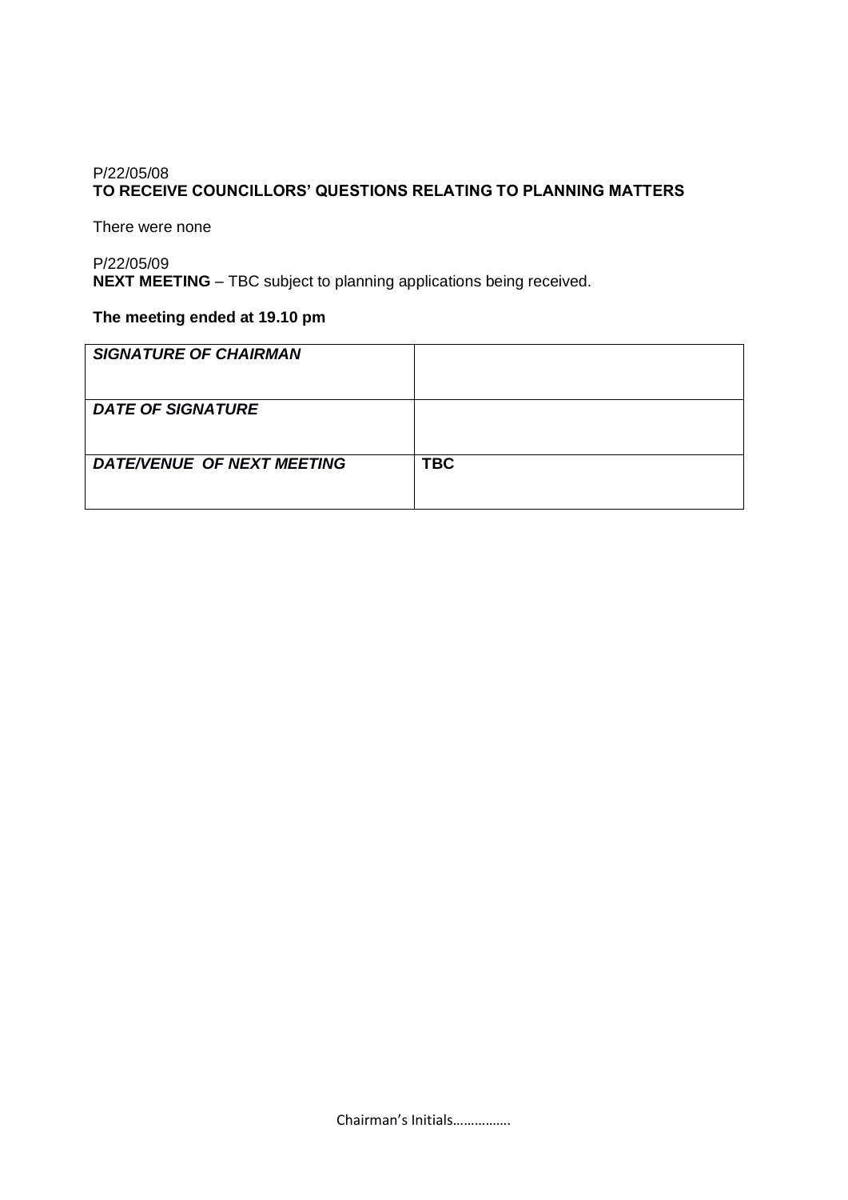P/22/05/08
**TO RECEIVE COUNCILLORS' QUESTIONS RELATING TO PLANNING MATTERS**

There were none

P/22/05/09
**NEXT MEETING** – TBC subject to planning applications being received.

**The meeting ended at 19.10 pm**

| | |
|---|---|
| ***SIGNATURE OF CHAIRMAN*** | |
| ***DATE OF SIGNATURE*** | |
| ***DATE/VENUE OF NEXT MEETING*** | **TBC** |

Chairman's Initials…………….